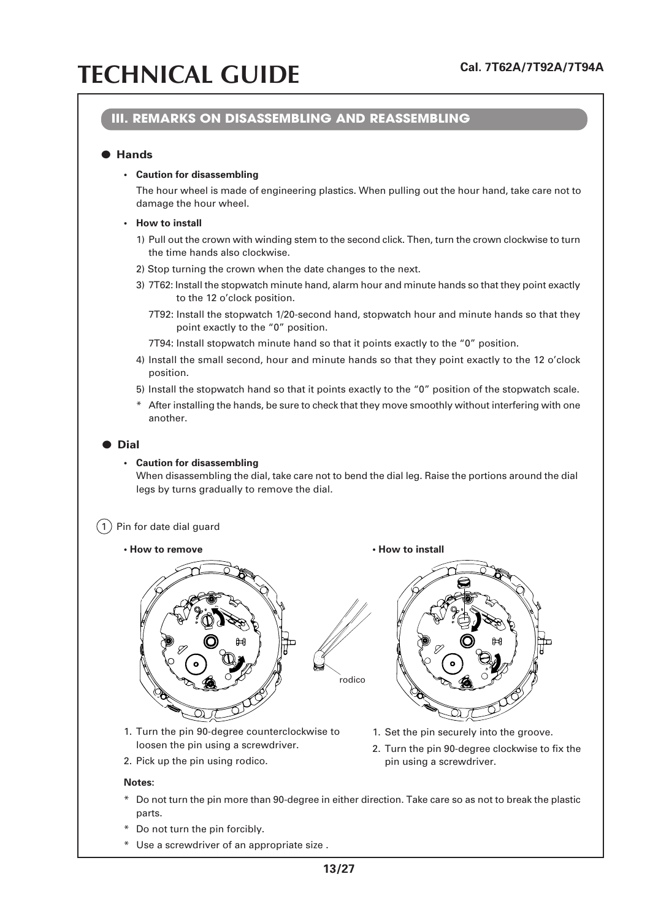# TECHNICAL GUIDE

**Cal. 7T62A/7T92A/7T94A**

## III. REMARKS ON DISASSEMBLING AND REASSEMBLING

### ● Hands

- **Caution for disassembling**

  The hour wheel is made of engineering plastics. When pulling out the hour hand, take care not to damage the hour wheel.

- **How to install**

  1) Pull out the crown with winding stem to the second click. Then, turn the crown clockwise to turn the time hands also clockwise.

  2) Stop turning the crown when the date changes to the next.

  3) 7T62: Install the stopwatch minute hand, alarm hour and minute hands so that they point exactly to the 12 o'clock position.

     7T92: Install the stopwatch 1/20-second hand, stopwatch hour and minute hands so that they point exactly to the "0" position.

     7T94: Install stopwatch minute hand so that it points exactly to the "0" position.

  4) Install the small second, hour and minute hands so that they point exactly to the 12 o'clock position.

  5) Install the stopwatch hand so that it points exactly to the "0" position of the stopwatch scale.

  \* After installing the hands, be sure to check that they move smoothly without interfering with one another.

### ● Dial

- **Caution for disassembling**

  When disassembling the dial, take care not to bend the dial leg. Raise the portions around the dial legs by turns gradually to remove the dial.

(1) Pin for date dial guard

**• How to remove**

1. Turn the pin 90-degree counterclockwise to loosen the pin using a screwdriver.
2. Pick up the pin using rodico.

rodico

**• How to install**

1. Set the pin securely into the groove.
2. Turn the pin 90-degree clockwise to fix the pin using a screwdriver.

**Notes:**

\* Do not turn the pin more than 90-degree in either direction. Take care so as not to break the plastic parts.

\* Do not turn the pin forcibly.

\* Use a screwdriver of an appropriate size .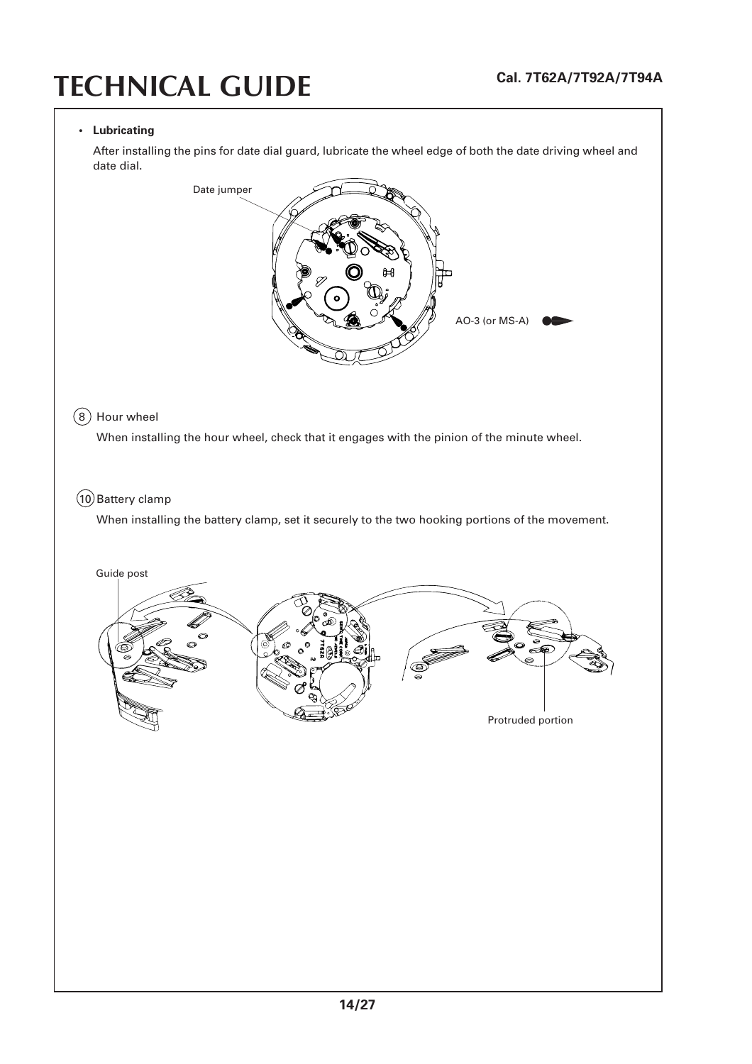- **Lubricating**

  After installing the pins for date dial guard, lubricate the wheel edge of both the date driving wheel and date dial.

Date jumper

AO-3 (or MS-A)

(8) Hour wheel

When installing the hour wheel, check that it engages with the pinion of the minute wheel.

(10) Battery clamp

When installing the battery clamp, set it securely to the two hooking portions of the movement.

Guide post

Protruded portion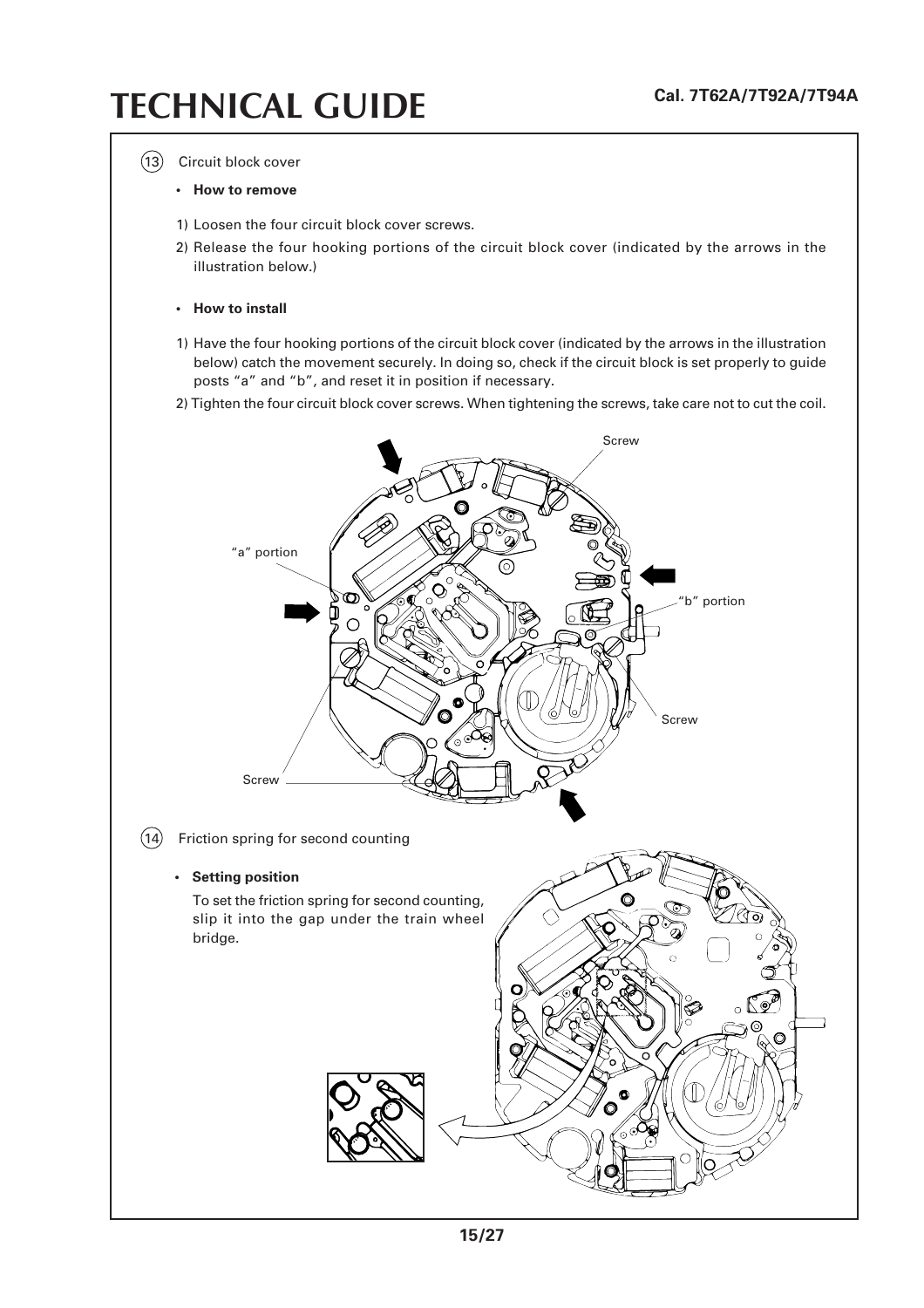(13) Circuit block cover

- **How to remove**

1) Loosen the four circuit block cover screws.
2) Release the four hooking portions of the circuit block cover (indicated by the arrows in the illustration below.)

- **How to install**

1) Have the four hooking portions of the circuit block cover (indicated by the arrows in the illustration below) catch the movement securely. In doing so, check if the circuit block is set properly to guide posts "a" and "b", and reset it in position if necessary.
2) Tighten the four circuit block cover screws. When tightening the screws, take care not to cut the coil.

Screw

"a" portion

"b" portion

Screw

Screw

(14) Friction spring for second counting

- **Setting position**

To set the friction spring for second counting, slip it into the gap under the train wheel bridge.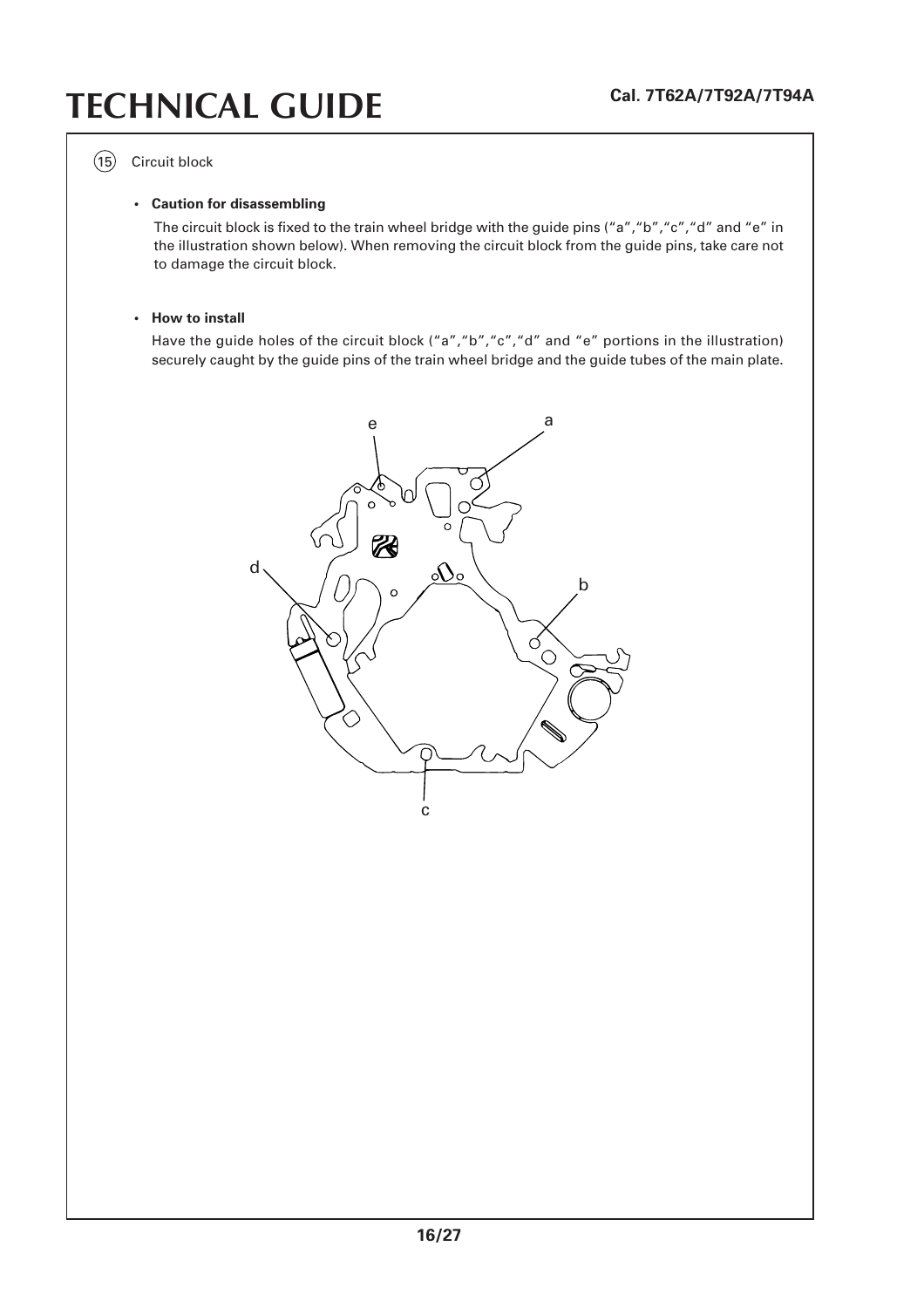⑮ Circuit block

- **Caution for disassembling**

  The circuit block is fixed to the train wheel bridge with the guide pins (“a”,“b”,“c”,“d” and “e” in the illustration shown below). When removing the circuit block from the guide pins, take care not to damage the circuit block.

- **How to install**

  Have the guide holes of the circuit block (“a”,“b”,“c”,“d” and “e” portions in the illustration) securely caught by the guide pins of the train wheel bridge and the guide tubes of the main plate.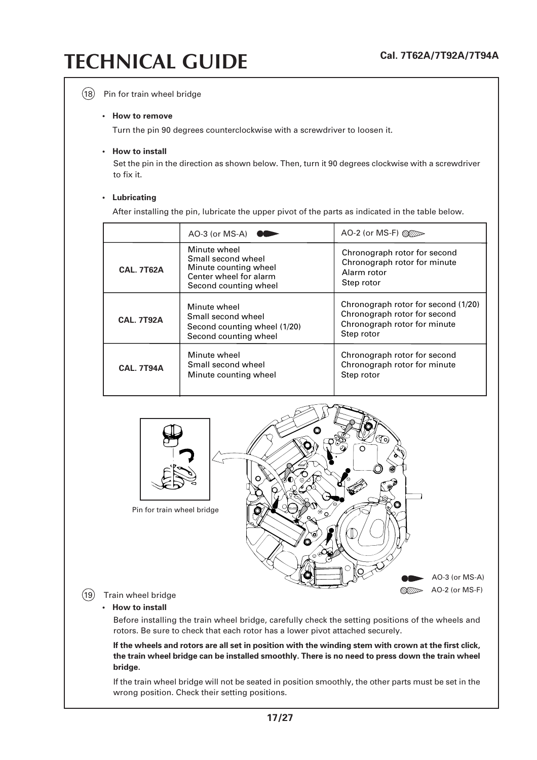⑱ Pin for train wheel bridge

- **How to remove**

  Turn the pin 90 degrees counterclockwise with a screwdriver to loosen it.

- **How to install**

  Set the pin in the direction as shown below. Then, turn it 90 degrees clockwise with a screwdriver to fix it.

- **Lubricating**

  After installing the pin, lubricate the upper pivot of the parts as indicated in the table below.

| | AO-3 (or MS-A) | AO-2 (or MS-F) |
|---|---|---|
| **CAL. 7T62A** | Minute wheel<br>Small second wheel<br>Minute counting wheel<br>Center wheel for alarm<br>Second counting wheel | Chronograph rotor for second<br>Chronograph rotor for minute<br>Alarm rotor<br>Step rotor |
| **CAL. 7T92A** | Minute wheel<br>Small second wheel<br>Second counting wheel (1/20)<br>Second counting wheel | Chronograph rotor for second (1/20)<br>Chronograph rotor for second<br>Chronograph rotor for minute<br>Step rotor |
| **CAL. 7T94A** | Minute wheel<br>Small second wheel<br>Minute counting wheel | Chronograph rotor for second<br>Chronograph rotor for minute<br>Step rotor |

Pin for train wheel bridge

AO-3 (or MS-A)

AO-2 (or MS-F)

⑲ Train wheel bridge

- **How to install**

  Before installing the train wheel bridge, carefully check the setting positions of the wheels and rotors. Be sure to check that each rotor has a lower pivot attached securely.

  **If the wheels and rotors are all set in position with the winding stem with crown at the first click, the train wheel bridge can be installed smoothly. There is no need to press down the train wheel bridge.**

  If the train wheel bridge will not be seated in position smoothly, the other parts must be set in the wrong position. Check their setting positions.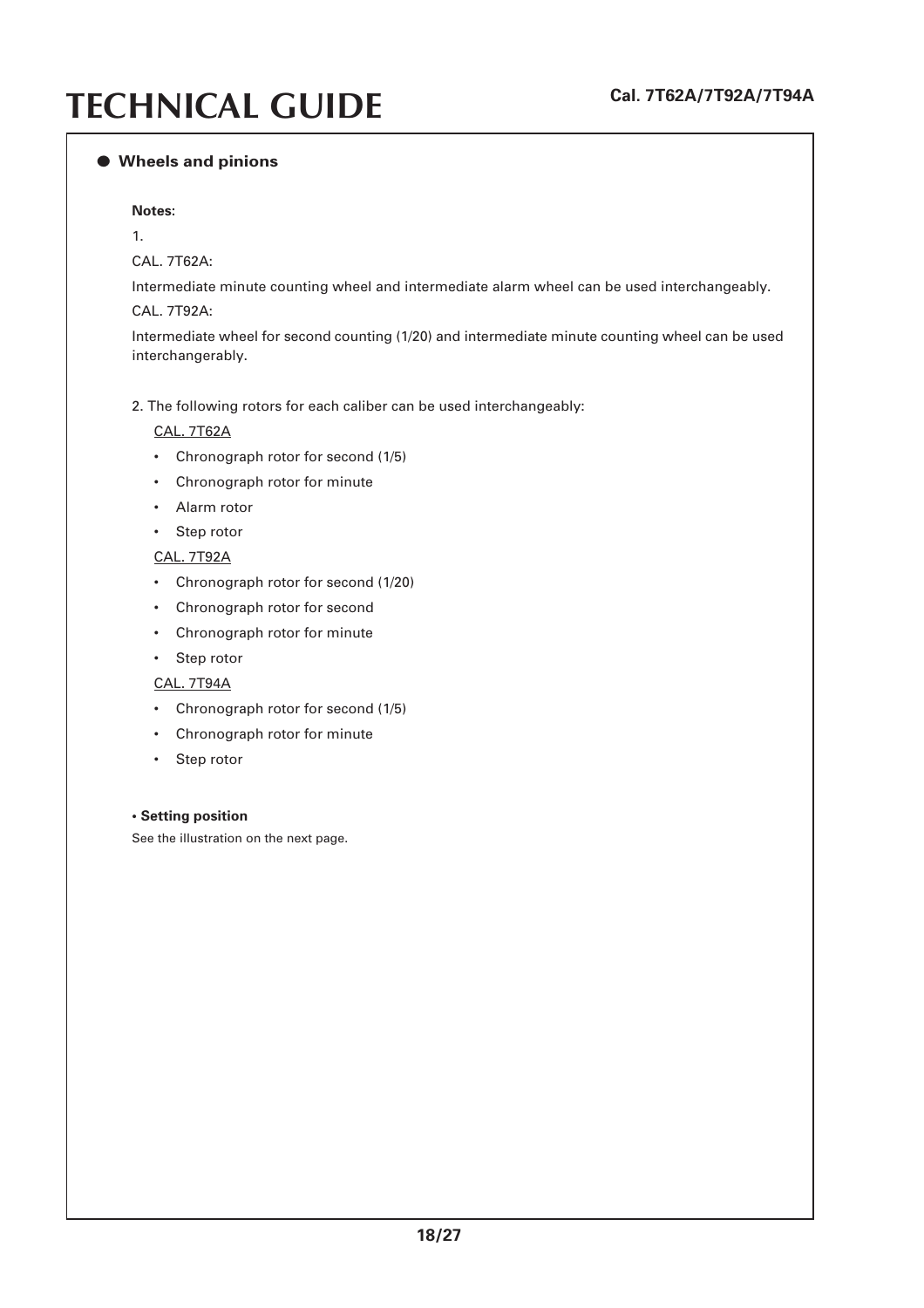## ● Wheels and pinions

**Notes:**

1.

CAL. 7T62A:

Intermediate minute counting wheel and intermediate alarm wheel can be used interchangeably.

CAL. 7T92A:

Intermediate wheel for second counting (1/20) and intermediate minute counting wheel can be used interchangerably.

2. The following rotors for each caliber can be used interchangeably:

CAL. 7T62A

- Chronograph rotor for second (1/5)
- Chronograph rotor for minute
- Alarm rotor
- Step rotor

CAL. 7T92A

- Chronograph rotor for second (1/20)
- Chronograph rotor for second
- Chronograph rotor for minute
- Step rotor

CAL. 7T94A

- Chronograph rotor for second (1/5)
- Chronograph rotor for minute
- Step rotor

**• Setting position**

See the illustration on the next page.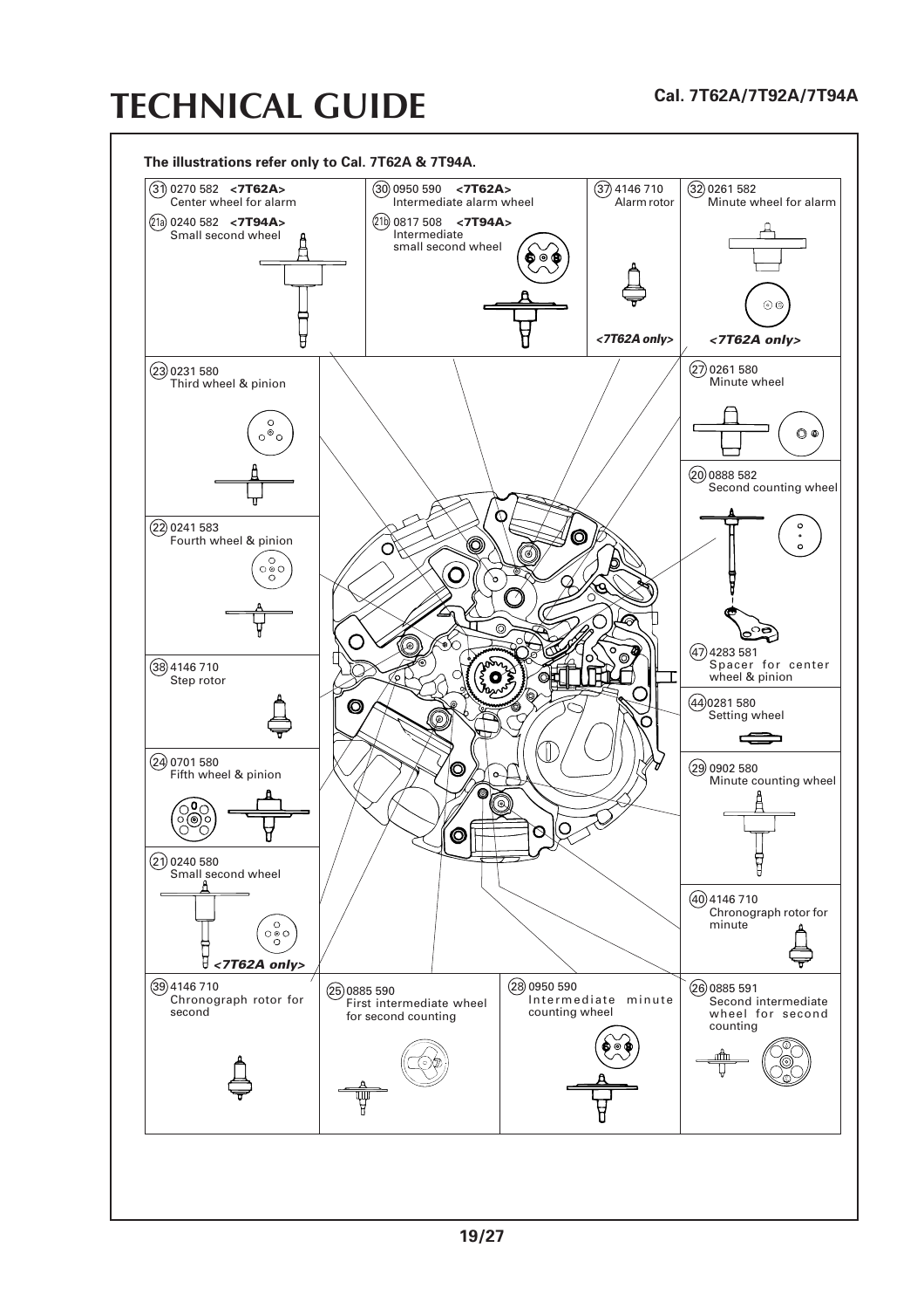# TECHNICAL GUIDE

**Cal. 7T62A/7T92A/7T94A**

**The illustrations refer only to Cal. 7T62A & 7T94A.**

(31) 0270 582 **<7T62A>**
Center wheel for alarm

(21a) 0240 582 **<7T94A>**
Small second wheel

(30) 0950 590 **<7T62A>**
Intermediate alarm wheel

(21b) 0817 508 **<7T94A>**
Intermediate small second wheel

(37) 4146 710
Alarm rotor
*<7T62A only>*

(32) 0261 582
Minute wheel for alarm
*<7T62A only>*

(23) 0231 580
Third wheel & pinion

(27) 0261 580
Minute wheel

(20) 0888 582
Second counting wheel

(22) 0241 583
Fourth wheel & pinion

(47) 4283 581
Spacer for center wheel & pinion

(38) 4146 710
Step rotor

(44) 0281 580
Setting wheel

(24) 0701 580
Fifth wheel & pinion

(29) 0902 580
Minute counting wheel

(21) 0240 580
Small second wheel
*<7T62A only>*

(40) 4146 710
Chronograph rotor for minute

(39) 4146 710
Chronograph rotor for second

(25) 0885 590
First intermediate wheel for second counting

(28) 0950 590
Intermediate minute counting wheel

(26) 0885 591
Second intermediate wheel for second counting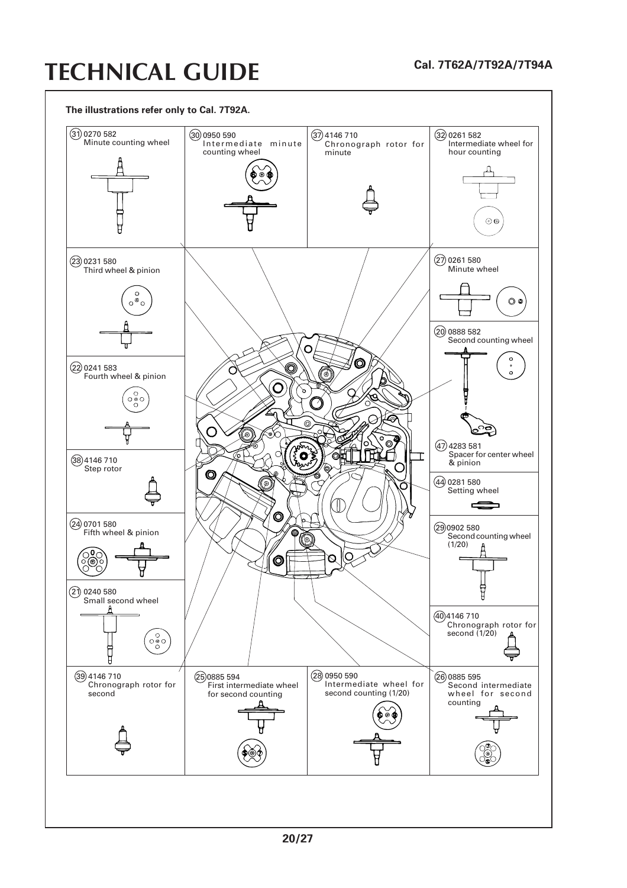# TECHNICAL GUIDE

**Cal. 7T62A/7T92A/7T94A**

**The illustrations refer only to Cal. 7T92A.**

(31) 0270 582
Minute counting wheel

(30) 0950 590
Intermediate minute counting wheel

(37) 4146 710
Chronograph rotor for minute

(32) 0261 582
Intermediate wheel for hour counting

(23) 0231 580
Third wheel & pinion

(27) 0261 580
Minute wheel

(20) 0888 582
Second counting wheel

(22) 0241 583
Fourth wheel & pinion

(47) 4283 581
Spacer for center wheel & pinion

(38) 4146 710
Step rotor

(44) 0281 580
Setting wheel

(24) 0701 580
Fifth wheel & pinion

(29) 0902 580
Second counting wheel (1/20)

(21) 0240 580
Small second wheel

(40) 4146 710
Chronograph rotor for second (1/20)

(39) 4146 710
Chronograph rotor for second

(25) 0885 594
First intermediate wheel for second counting

(28) 0950 590
Intermediate wheel for second counting (1/20)

(26) 0885 595
Second intermediate wheel for second counting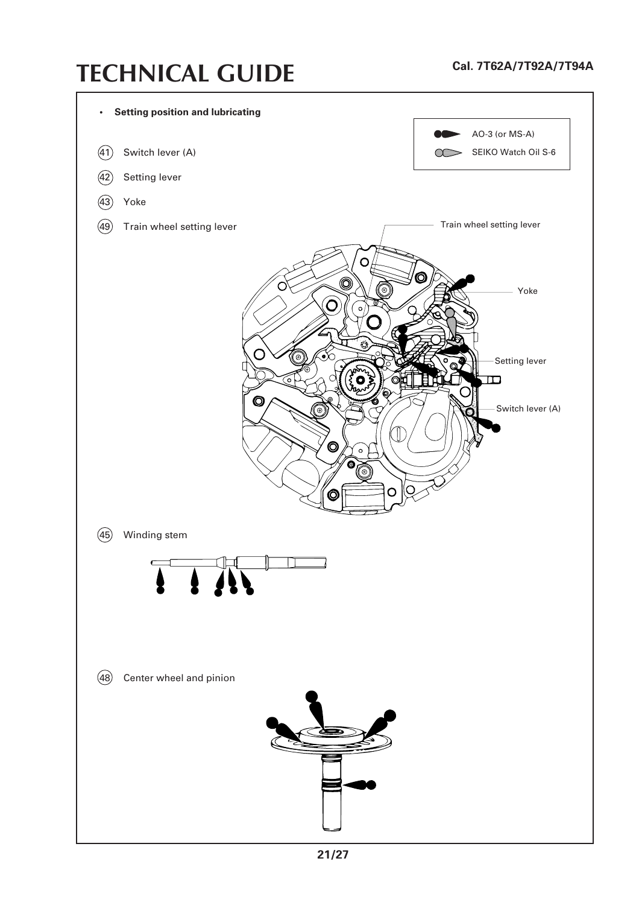# TECHNICAL GUIDE

**Cal. 7T62A/7T92A/7T94A**

- **Setting position and lubricating**

| Symbol | Oil |
| --- | --- |
| (black) | AO-3 (or MS-A) |
| (white) | SEIKO Watch Oil S-6 |

(41) Switch lever (A)

(42) Setting lever

(43) Yoke

(49) Train wheel setting lever

Train wheel setting lever

Yoke

Setting lever

Switch lever (A)

(45) Winding stem

(48) Center wheel and pinion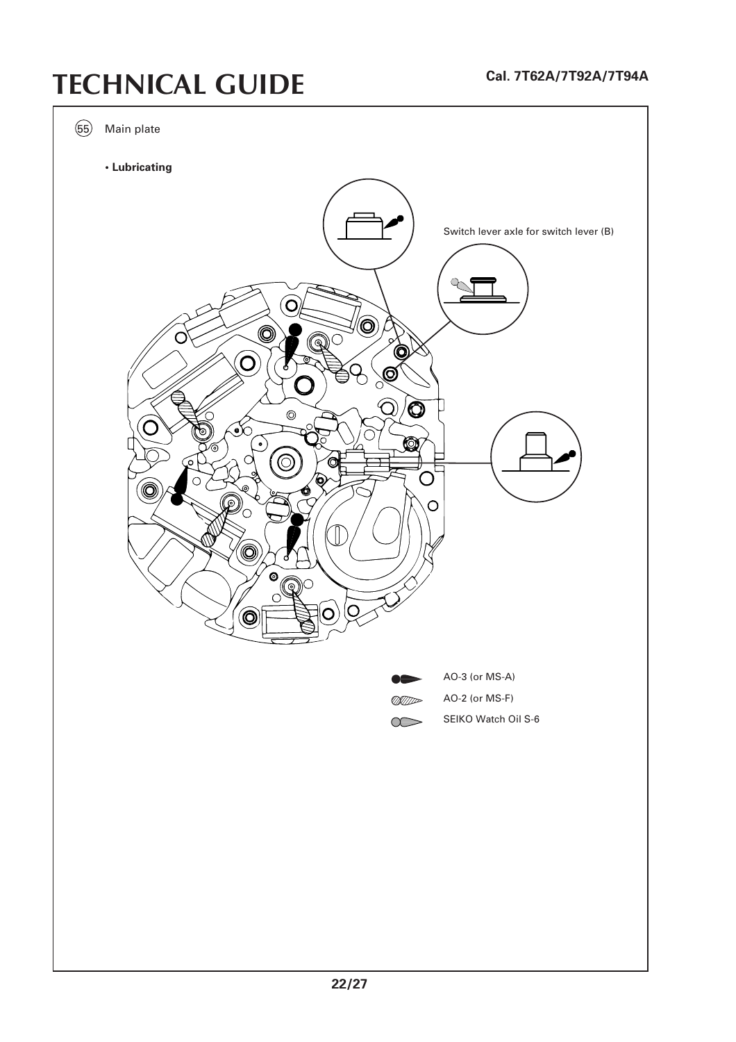55 Main plate

**• Lubricating**

Switch lever axle for switch lever (B)

AO-3 (or MS-A)

AO-2 (or MS-F)

SEIKO Watch Oil S-6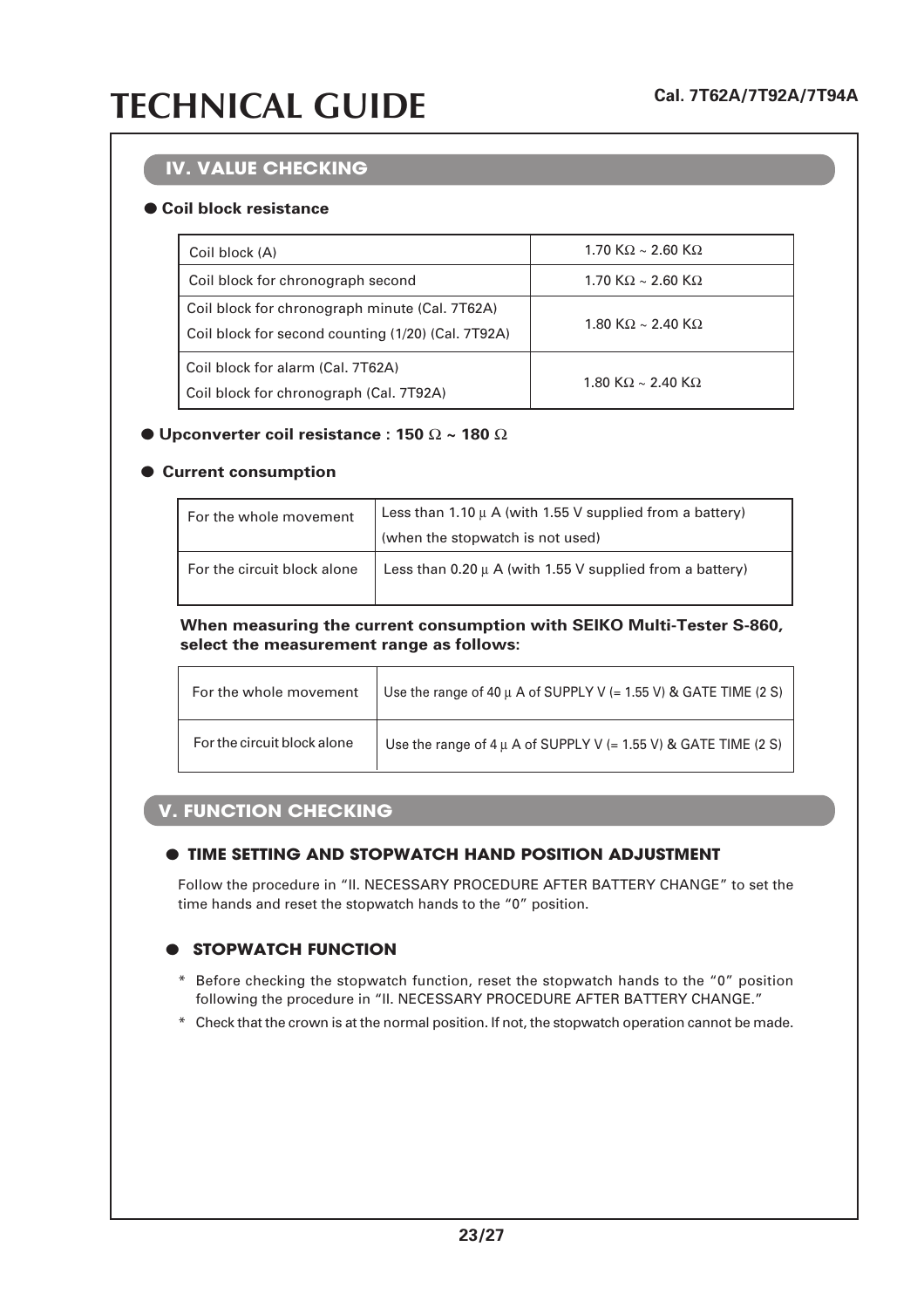## IV. VALUE CHECKING

● **Coil block resistance**

| Coil block | Resistance |
|---|---|
| Coil block (A) | 1.70 KΩ ~ 2.60 KΩ |
| Coil block for chronograph second | 1.70 KΩ ~ 2.60 KΩ |
| Coil block for chronograph minute (Cal. 7T62A)<br>Coil block for second counting (1/20) (Cal. 7T92A) | 1.80 KΩ ~ 2.40 KΩ |
| Coil block for alarm (Cal. 7T62A)<br>Coil block for chronograph (Cal. 7T92A) | 1.80 KΩ ~ 2.40 KΩ |

● **Upconverter coil resistance : 150 Ω ~ 180 Ω**

● **Current consumption**

| Item | Current consumption |
|---|---|
| For the whole movement | Less than 1.10 μ A (with 1.55 V supplied from a battery)<br>(when the stopwatch is not used) |
| For the circuit block alone | Less than 0.20 μ A (with 1.55 V supplied from a battery) |

**When measuring the current consumption with SEIKO Multi-Tester S-860, select the measurement range as follows:**

| Item | Measurement range |
|---|---|
| For the whole movement | Use the range of 40 μ A of SUPPLY V (= 1.55 V) & GATE TIME (2 S) |
| For the circuit block alone | Use the range of 4 μ A of SUPPLY V (= 1.55 V) & GATE TIME (2 S) |

## V. FUNCTION CHECKING

● **TIME SETTING AND STOPWATCH HAND POSITION ADJUSTMENT**

Follow the procedure in "II. NECESSARY PROCEDURE AFTER BATTERY CHANGE" to set the time hands and reset the stopwatch hands to the "0" position.

● **STOPWATCH FUNCTION**

\* Before checking the stopwatch function, reset the stopwatch hands to the "0" position following the procedure in "II. NECESSARY PROCEDURE AFTER BATTERY CHANGE."

\* Check that the crown is at the normal position. If not, the stopwatch operation cannot be made.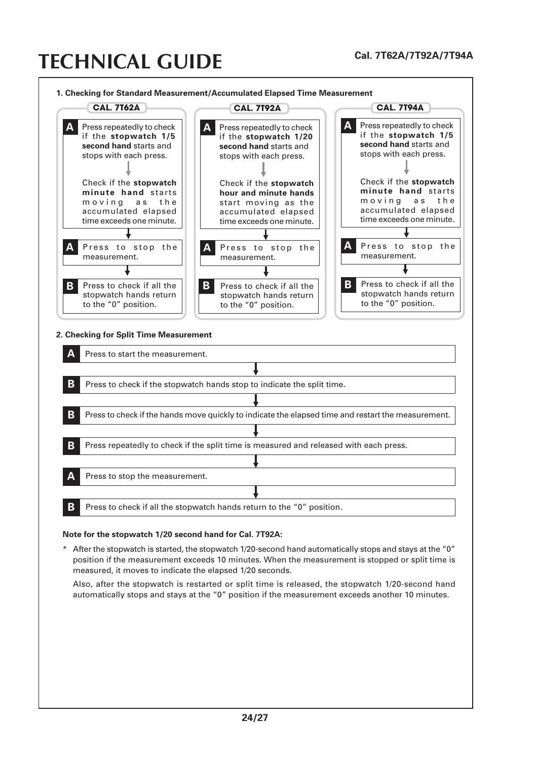# TECHNICAL GUIDE

**Cal. 7T62A/7T92A/7T94A**

### 1. Checking for Standard Measurement/Accumulated Elapsed Time Measurement

**CAL. 7T62A**

- **A** Press repeatedly to check if the **stopwatch 1/5 second hand** starts and stops with each press.
  ↓
  Check if the **stopwatch minute hand** starts moving as the accumulated elapsed time exceeds one minute.
- ↓
- **A** Press to stop the measurement.
- ↓
- **B** Press to check if all the stopwatch hands return to the "0" position.

**CAL. 7T92A**

- **A** Press repeatedly to check if the **stopwatch 1/20 second hand** starts and stops with each press.
  ↓
  Check if the **stopwatch hour and minute hands** start moving as the accumulated elapsed time exceeds one minute.
- ↓
- **A** Press to stop the measurement.
- ↓
- **B** Press to check if all the stopwatch hands return to the "0" position.

**CAL. 7T94A**

- **A** Press repeatedly to check if the **stopwatch 1/5 second hand** starts and stops with each press.
  ↓
  Check if the **stopwatch minute hand** starts moving as the accumulated elapsed time exceeds one minute.
- ↓
- **A** Press to stop the measurement.
- ↓
- **B** Press to check if all the stopwatch hands return to the "0" position.

### 2. Checking for Split Time Measurement

- **A** Press to start the measurement.
- ↓
- **B** Press to check if the stopwatch hands stop to indicate the split time.
- ↓
- **B** Press to check if the hands move quickly to indicate the elapsed time and restart the measurement.
- ↓
- **B** Press repeatedly to check if the split time is measured and released with each press.
- ↓
- **A** Press to stop the measurement.
- ↓
- **B** Press to check if all the stopwatch hands return to the "0" position.

**Note for the stopwatch 1/20 second hand for Cal. 7T92A:**

\* After the stopwatch is started, the stopwatch 1/20-second hand automatically stops and stays at the "0" position if the measurement exceeds 10 minutes. When the measurement is stopped or split time is measured, it moves to indicate the elapsed 1/20 seconds.

Also, after the stopwatch is restarted or split time is released, the stopwatch 1/20-second hand automatically stops and stays at the "0" position if the measurement exceeds another 10 minutes.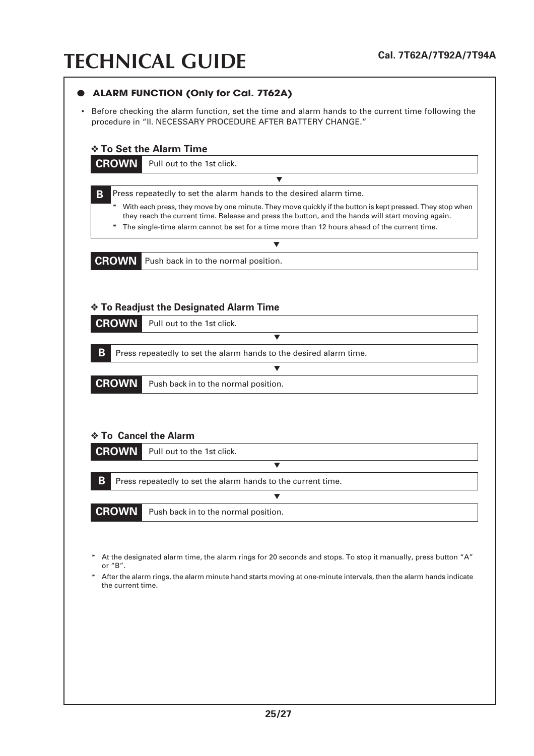## ● ALARM FUNCTION (Only for Cal. 7T62A)

- Before checking the alarm function, set the time and alarm hands to the current time following the procedure in "II. NECESSARY PROCEDURE AFTER BATTERY CHANGE."

### ❖ To Set the Alarm Time

**CROWN** Pull out to the 1st click.

▼

**B** Press repeatedly to set the alarm hands to the desired alarm time.

- \* With each press, they move by one minute. They move quickly if the button is kept pressed. They stop when they reach the current time. Release and press the button, and the hands will start moving again.
- \* The single-time alarm cannot be set for a time more than 12 hours ahead of the current time.

▼

**CROWN** Push back in to the normal position.

### ❖ To Readjust the Designated Alarm Time

**CROWN** Pull out to the 1st click.

▼

**B** Press repeatedly to set the alarm hands to the desired alarm time.

▼

**CROWN** Push back in to the normal position.

### ❖ To Cancel the Alarm

**CROWN** Pull out to the 1st click.

▼

**B** Press repeatedly to set the alarm hands to the current time.

▼

**CROWN** Push back in to the normal position.

\* At the designated alarm time, the alarm rings for 20 seconds and stops. To stop it manually, press button "A" or "B".

\* After the alarm rings, the alarm minute hand starts moving at one-minute intervals, then the alarm hands indicate the current time.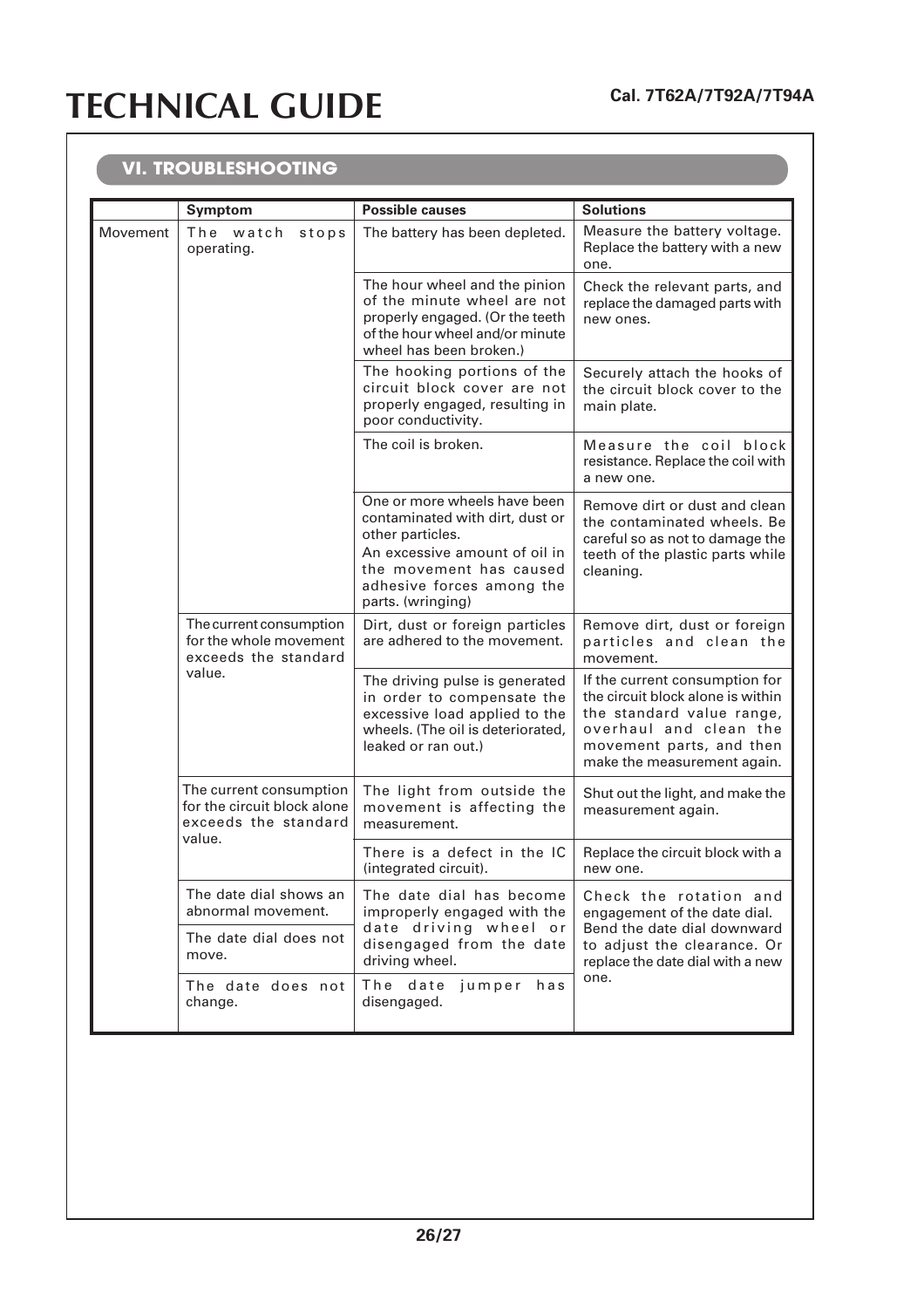## VI. TROUBLESHOOTING

| | Symptom | Possible causes | Solutions |
|---|---|---|---|
| Movement | The watch stops operating. | The battery has been depleted. | Measure the battery voltage. Replace the battery with a new one. |
| | | The hour wheel and the pinion of the minute wheel are not properly engaged. (Or the teeth of the hour wheel and/or minute wheel has been broken.) | Check the relevant parts, and replace the damaged parts with new ones. |
| | | The hooking portions of the circuit block cover are not properly engaged, resulting in poor conductivity. | Securely attach the hooks of the circuit block cover to the main plate. |
| | | The coil is broken. | Measure the coil block resistance. Replace the coil with a new one. |
| | | One or more wheels have been contaminated with dirt, dust or other particles. An excessive amount of oil in the movement has caused adhesive forces among the parts. (wringing) | Remove dirt or dust and clean the contaminated wheels. Be careful so as not to damage the teeth of the plastic parts while cleaning. |
| | The current consumption for the whole movement exceeds the standard value. | Dirt, dust or foreign particles are adhered to the movement. | Remove dirt, dust or foreign particles and clean the movement. |
| | | The driving pulse is generated in order to compensate the excessive load applied to the wheels. (The oil is deteriorated, leaked or ran out.) | If the current consumption for the circuit block alone is within the standard value range, overhaul and clean the movement parts, and then make the measurement again. |
| | The current consumption for the circuit block alone exceeds the standard value. | The light from outside the movement is affecting the measurement. | Shut out the light, and make the measurement again. |
| | | There is a defect in the IC (integrated circuit). | Replace the circuit block with a new one. |
| | The date dial shows an abnormal movement. | The date dial has become improperly engaged with the date driving wheel or disengaged from the date driving wheel. | Check the rotation and engagement of the date dial. Bend the date dial downward to adjust the clearance. Or replace the date dial with a new one. |
| | The date dial does not move. | | |
| | The date does not change. | The date jumper has disengaged. | |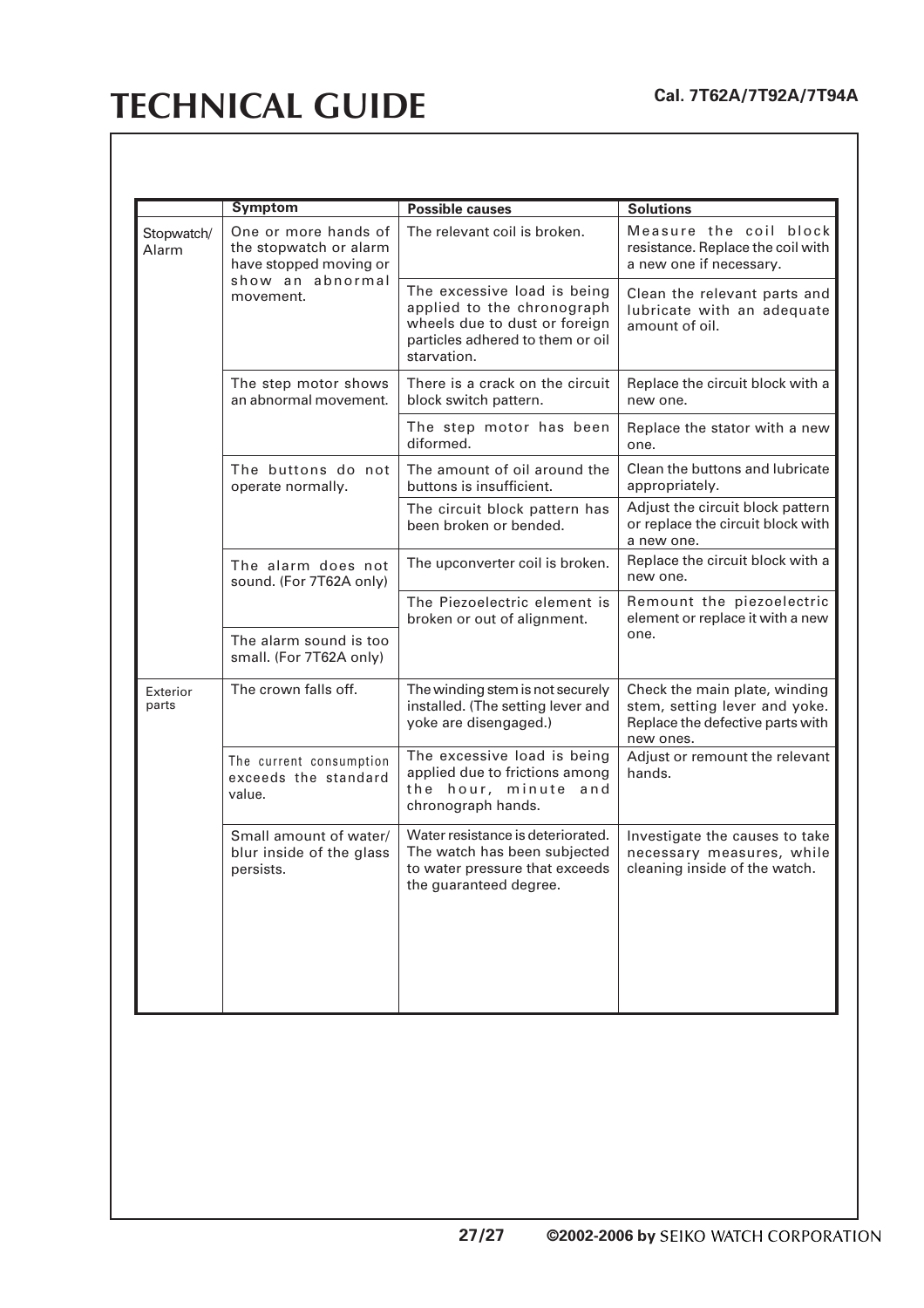| | Symptom | Possible causes | Solutions |
|---|---|---|---|
| Stopwatch/ Alarm | One or more hands of the stopwatch or alarm have stopped moving or show an abnormal movement. | The relevant coil is broken. | Measure the coil block resistance. Replace the coil with a new one if necessary. |
| | | The excessive load is being applied to the chronograph wheels due to dust or foreign particles adhered to them or oil starvation. | Clean the relevant parts and lubricate with an adequate amount of oil. |
| | The step motor shows an abnormal movement. | There is a crack on the circuit block switch pattern. | Replace the circuit block with a new one. |
| | | The step motor has been diformed. | Replace the stator with a new one. |
| | The buttons do not operate normally. | The amount of oil around the buttons is insufficient. | Clean the buttons and lubricate appropriately. |
| | | The circuit block pattern has been broken or bended. | Adjust the circuit block pattern or replace the circuit block with a new one. |
| | The alarm does not sound. (For 7T62A only) | The upconverter coil is broken. | Replace the circuit block with a new one. |
| | | The Piezoelectric element is broken or out of alignment. | Remount the piezoelectric element or replace it with a new one. |
| | The alarm sound is too small. (For 7T62A only) | | |
| Exterior parts | The crown falls off. | The winding stem is not securely installed. (The setting lever and yoke are disengaged.) | Check the main plate, winding stem, setting lever and yoke. Replace the defective parts with new ones. |
| | The current consumption exceeds the standard value. | The excessive load is being applied due to frictions among the hour, minute and chronograph hands. | Adjust or remount the relevant hands. |
| | Small amount of water/ blur inside of the glass persists. | Water resistance is deteriorated. The watch has been subjected to water pressure that exceeds the guaranteed degree. | Investigate the causes to take necessary measures, while cleaning inside of the watch. |